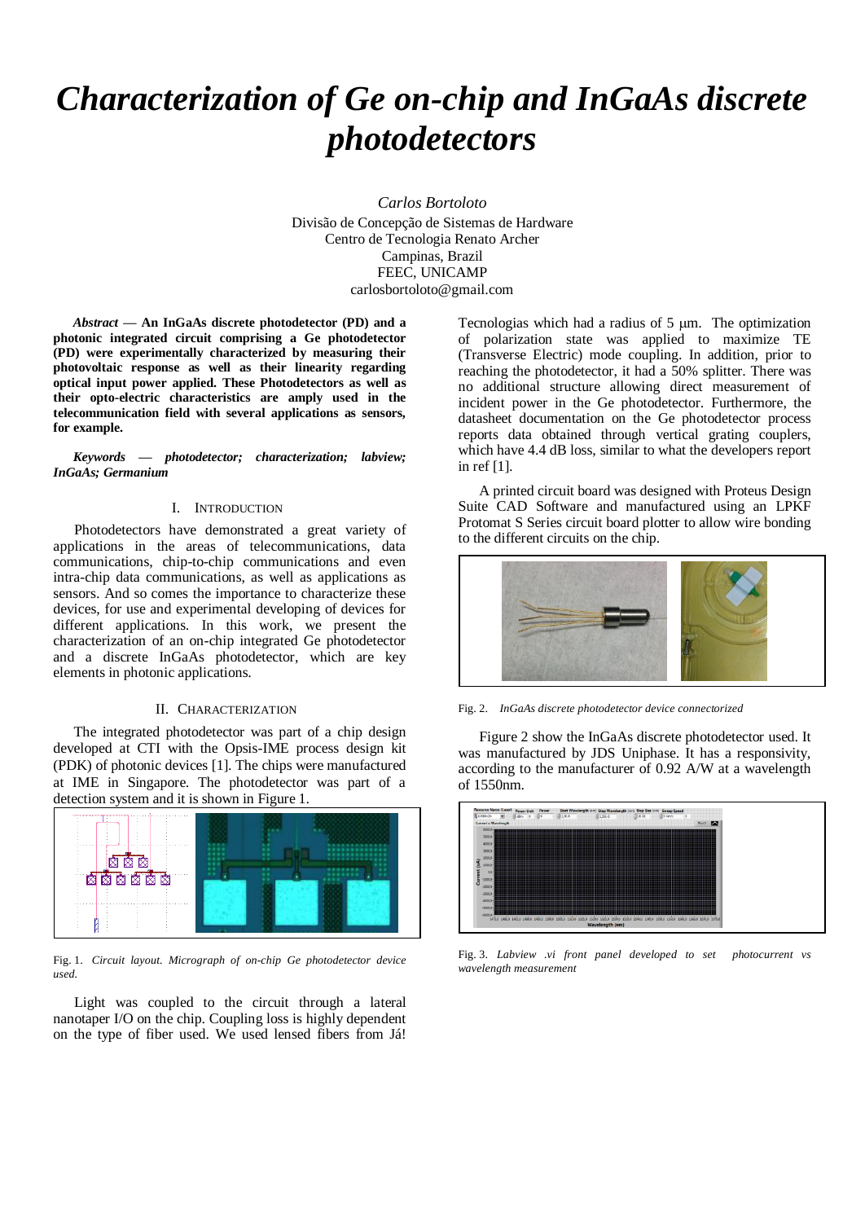# *Characterization of Ge on-chip and InGaAs discrete photodetectors*

*Carlos Bortoloto*
Divisão de Concepção de Sistemas de Hardware
Centro de Tecnologia Renato Archer
Campinas, Brazil
FEEC, UNICAMP
carlosbortoloto@gmail.com

***Abstract*** **— An InGaAs discrete photodetector (PD) and a photonic integrated circuit comprising a Ge photodetector (PD) were experimentally characterized by measuring their photovoltaic response as well as their linearity regarding optical input power applied. These Photodetectors as well as their opto-electric characteristics are amply used in the telecommunication field with several applications as sensors, for example.**

***Keywords — photodetector; characterization; labview; InGaAs; Germanium***

## I. Introduction

Photodetectors have demonstrated a great variety of applications in the areas of telecommunications, data communications, chip-to-chip communications and even intra-chip data communications, as well as applications as sensors. And so comes the importance to characterize these devices, for use and experimental developing of devices for different applications. In this work, we present the characterization of an on-chip integrated Ge photodetector and a discrete InGaAs photodetector, which are key elements in photonic applications.

## II. Characterization

The integrated photodetector was part of a chip design developed at CTI with the Opsis-IME process design kit (PDK) of photonic devices [1]. The chips were manufactured at IME in Singapore. The photodetector was part of a detection system and it is shown in Figure 1.

Fig. 1. *Circuit layout. Micrograph of on-chip Ge photodetector device used.*

Light was coupled to the circuit through a lateral nanotaper I/O on the chip. Coupling loss is highly dependent on the type of fiber used. We used lensed fibers from Já! Tecnologias which had a radius of 5 μm. The optimization of polarization state was applied to maximize TE (Transverse Electric) mode coupling. In addition, prior to reaching the photodetector, it had a 50% splitter. There was no additional structure allowing direct measurement of incident power in the Ge photodetector. Furthermore, the datasheet documentation on the Ge photodetector process reports data obtained through vertical grating couplers, which have 4.4 dB loss, similar to what the developers report in ref [1].

A printed circuit board was designed with Proteus Design Suite CAD Software and manufactured using an LPKF Protomat S Series circuit board plotter to allow wire bonding to the different circuits on the chip.

Fig. 2. *InGaAs discrete photodetector device connectorized*

Figure 2 show the InGaAs discrete photodetector used. It was manufactured by JDS Uniphase. It has a responsivity, according to the manufacturer of 0.92 A/W at a wavelength of 1550nm.

Fig. 3. *Labview .vi front panel developed to set photocurrent vs wavelength measurement*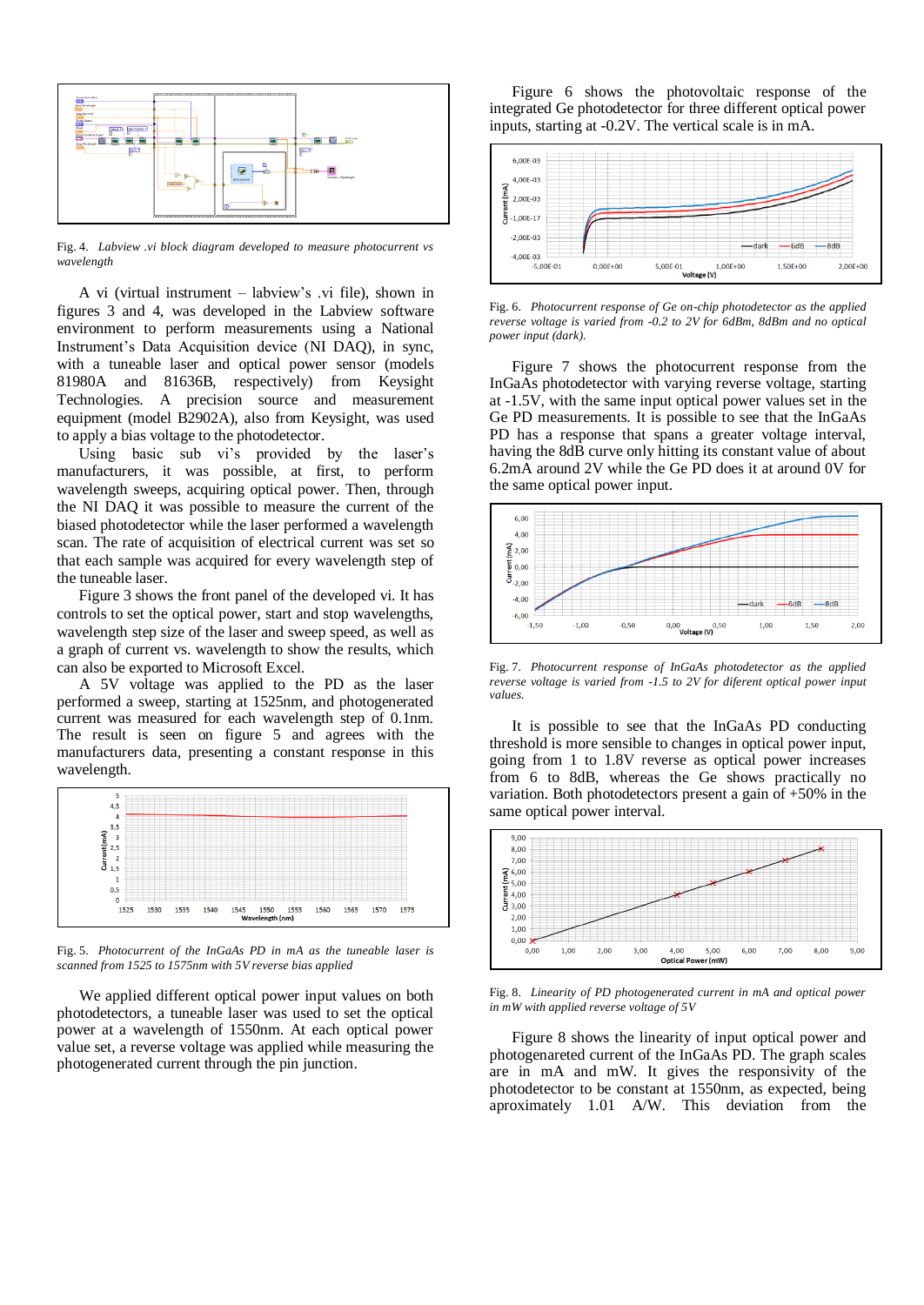Fig. 4. *Labview .vi block diagram developed to measure photocurrent vs wavelength*

A vi (virtual instrument – labview's .vi file), shown in figures 3 and 4, was developed in the Labview software environment to perform measurements using a National Instrument's Data Acquisition device (NI DAQ), in sync, with a tuneable laser and optical power sensor (models 81980A and 81636B, respectively) from Keysight Technologies. A precision source and measurement equipment (model B2902A), also from Keysight, was used to apply a bias voltage to the photodetector.

Using basic sub vi's provided by the laser's manufacturers, it was possible, at first, to perform wavelength sweeps, acquiring optical power. Then, through the NI DAQ it was possible to measure the current of the biased photodetector while the laser performed a wavelength scan. The rate of acquisition of electrical current was set so that each sample was acquired for every wavelength step of the tuneable laser.

Figure 3 shows the front panel of the developed vi. It has controls to set the optical power, start and stop wavelengths, wavelength step size of the laser and sweep speed, as well as a graph of current vs. wavelength to show the results, which can also be exported to Microsoft Excel.

A 5V voltage was applied to the PD as the laser performed a sweep, starting at 1525nm, and photogenerated current was measured for each wavelength step of 0.1nm. The result is seen on figure 5 and agrees with the manufacturers data, presenting a constant response in this wavelength.

Fig. 5. *Photocurrent of the InGaAs PD in mA as the tuneable laser is scanned from 1525 to 1575nm with 5V reverse bias applied*

We applied different optical power input values on both photodetectors, a tuneable laser was used to set the optical power at a wavelength of 1550nm. At each optical power value set, a reverse voltage was applied while measuring the photogenerated current through the pin junction.

Figure 6 shows the photovoltaic response of the integrated Ge photodetector for three different optical power inputs, starting at -0.2V. The vertical scale is in mA.

Fig. 6. *Photocurrent response of Ge on-chip photodetector as the applied reverse voltage is varied from -0.2 to 2V for 6dBm, 8dBm and no optical power input (dark).*

Figure 7 shows the photocurrent response from the InGaAs photodetector with varying reverse voltage, starting at -1.5V, with the same input optical power values set in the Ge PD measurements. It is possible to see that the InGaAs PD has a response that spans a greater voltage interval, having the 8dB curve only hitting its constant value of about 6.2mA around 2V while the Ge PD does it at around 0V for the same optical power input.

Fig. 7. *Photocurrent response of InGaAs photodetector as the applied reverse voltage is varied from -1.5 to 2V for diferent optical power input values.*

It is possible to see that the InGaAs PD conducting threshold is more sensible to changes in optical power input, going from 1 to 1.8V reverse as optical power increases from 6 to 8dB, whereas the Ge shows practically no variation. Both photodetectors present a gain of +50% in the same optical power interval.

Fig. 8. *Linearity of PD photogenerated current in mA and optical power in mW with applied reverse voltage of 5V*

Figure 8 shows the linearity of input optical power and photogenareted current of the InGaAs PD. The graph scales are in mA and mW. It gives the responsivity of the photodetector to be constant at 1550nm, as expected, being aproximately 1.01 A/W. This deviation from the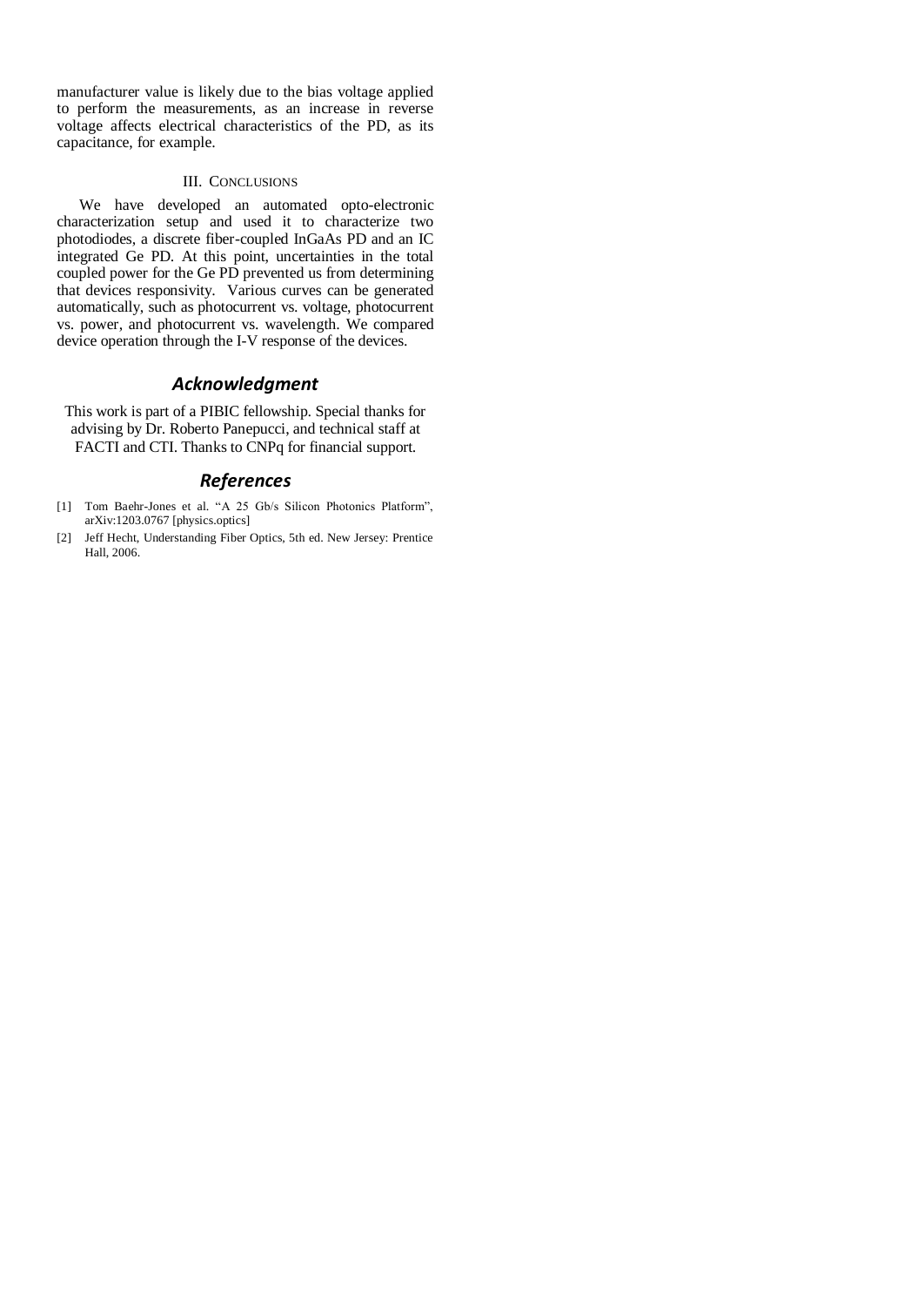manufacturer value is likely due to the bias voltage applied to perform the measurements, as an increase in reverse voltage affects electrical characteristics of the PD, as its capacitance, for example.

## III. Conclusions

We have developed an automated opto-electronic characterization setup and used it to characterize two photodiodes, a discrete fiber-coupled InGaAs PD and an IC integrated Ge PD. At this point, uncertainties in the total coupled power for the Ge PD prevented us from determining that devices responsivity. Various curves can be generated automatically, such as photocurrent vs. voltage, photocurrent vs. power, and photocurrent vs. wavelength. We compared device operation through the I-V response of the devices.

## *Acknowledgment*

This work is part of a PIBIC fellowship. Special thanks for advising by Dr. Roberto Panepucci, and technical staff at FACTI and CTI. Thanks to CNPq for financial support.

## *References*

[1] Tom Baehr-Jones et al. "A 25 Gb/s Silicon Photonics Platform", arXiv:1203.0767 [physics.optics]

[2] Jeff Hecht, Understanding Fiber Optics, 5th ed. New Jersey: Prentice Hall, 2006.